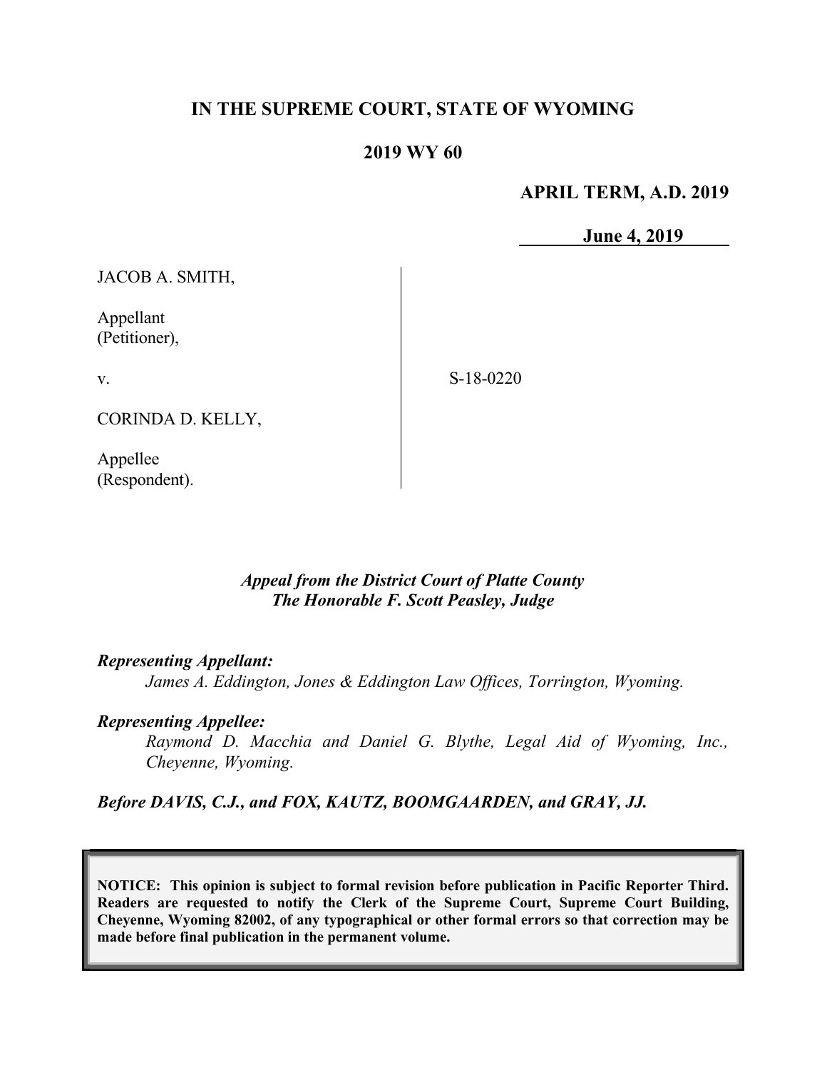# IN THE SUPREME COURT, STATE OF WYOMING

## 2019 WY 60

**APRIL TERM, A.D. 2019**

**June 4, 2019**

| | |
|---|---|
| JACOB A. SMITH,<br><br>Appellant<br>(Petitioner),<br><br>v.<br><br>CORINDA D. KELLY,<br><br>Appellee<br>(Respondent). | S-18-0220 |

*Appeal from the District Court of Platte County*
*The Honorable F. Scott Peasley, Judge*

***Representing Appellant:***

*James A. Eddington, Jones & Eddington Law Offices, Torrington, Wyoming.*

***Representing Appellee:***

*Raymond D. Macchia and Daniel G. Blythe, Legal Aid of Wyoming, Inc., Cheyenne, Wyoming.*

***Before DAVIS, C.J., and FOX, KAUTZ, BOOMGAARDEN, and GRAY, JJ.***

**NOTICE: This opinion is subject to formal revision before publication in Pacific Reporter Third. Readers are requested to notify the Clerk of the Supreme Court, Supreme Court Building, Cheyenne, Wyoming 82002, of any typographical or other formal errors so that correction may be made before final publication in the permanent volume.**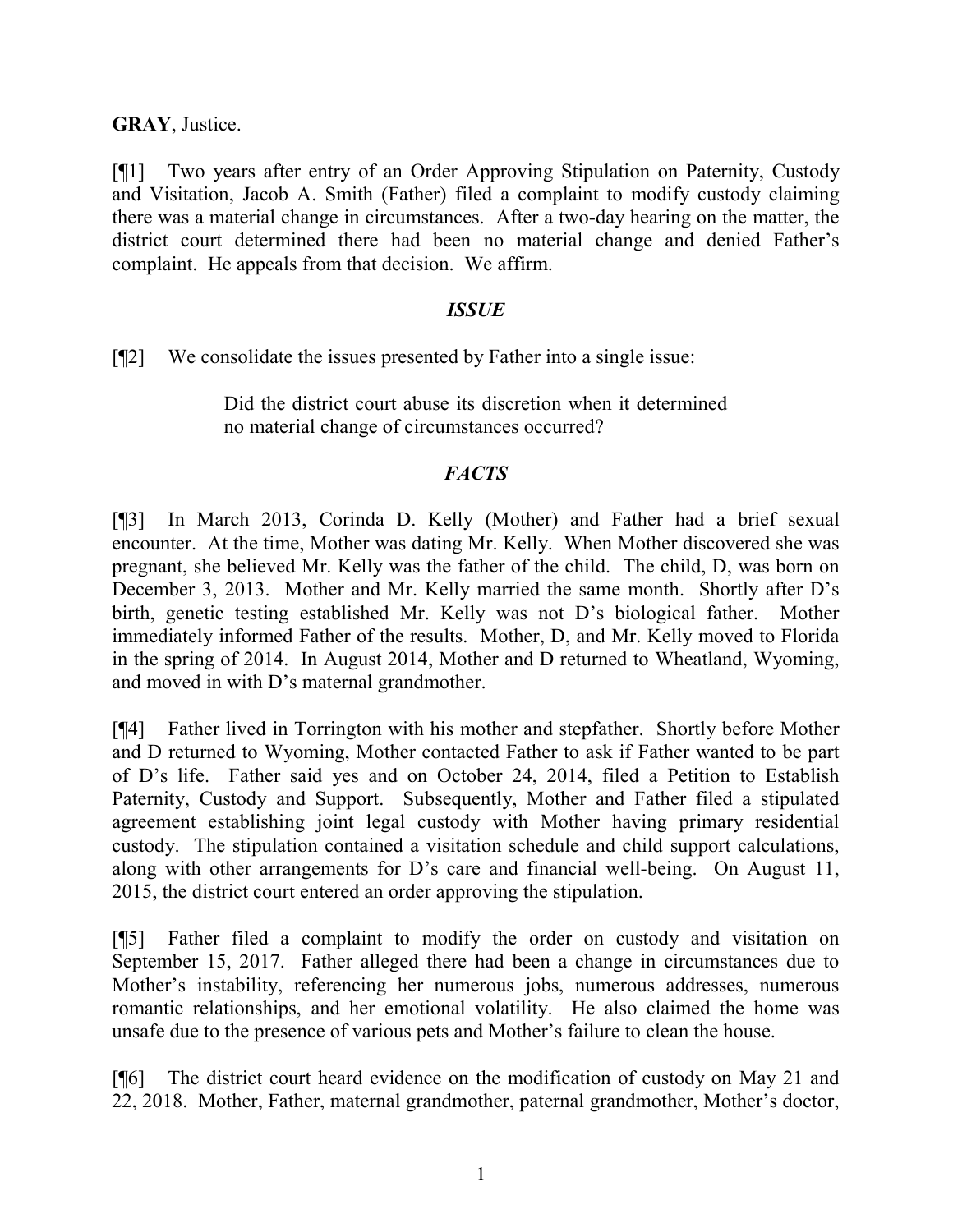**GRAY**, Justice.

[¶1] Two years after entry of an Order Approving Stipulation on Paternity, Custody and Visitation, Jacob A. Smith (Father) filed a complaint to modify custody claiming there was a material change in circumstances. After a two-day hearing on the matter, the district court determined there had been no material change and denied Father's complaint. He appeals from that decision. We affirm.

## *ISSUE*

[¶2] We consolidate the issues presented by Father into a single issue:

> Did the district court abuse its discretion when it determined no material change of circumstances occurred?

## *FACTS*

[¶3] In March 2013, Corinda D. Kelly (Mother) and Father had a brief sexual encounter. At the time, Mother was dating Mr. Kelly. When Mother discovered she was pregnant, she believed Mr. Kelly was the father of the child. The child, D, was born on December 3, 2013. Mother and Mr. Kelly married the same month. Shortly after D's birth, genetic testing established Mr. Kelly was not D's biological father. Mother immediately informed Father of the results. Mother, D, and Mr. Kelly moved to Florida in the spring of 2014. In August 2014, Mother and D returned to Wheatland, Wyoming, and moved in with D's maternal grandmother.

[¶4] Father lived in Torrington with his mother and stepfather. Shortly before Mother and D returned to Wyoming, Mother contacted Father to ask if Father wanted to be part of D's life. Father said yes and on October 24, 2014, filed a Petition to Establish Paternity, Custody and Support. Subsequently, Mother and Father filed a stipulated agreement establishing joint legal custody with Mother having primary residential custody. The stipulation contained a visitation schedule and child support calculations, along with other arrangements for D's care and financial well-being. On August 11, 2015, the district court entered an order approving the stipulation.

[¶5] Father filed a complaint to modify the order on custody and visitation on September 15, 2017. Father alleged there had been a change in circumstances due to Mother's instability, referencing her numerous jobs, numerous addresses, numerous romantic relationships, and her emotional volatility. He also claimed the home was unsafe due to the presence of various pets and Mother's failure to clean the house.

[¶6] The district court heard evidence on the modification of custody on May 21 and 22, 2018. Mother, Father, maternal grandmother, paternal grandmother, Mother's doctor,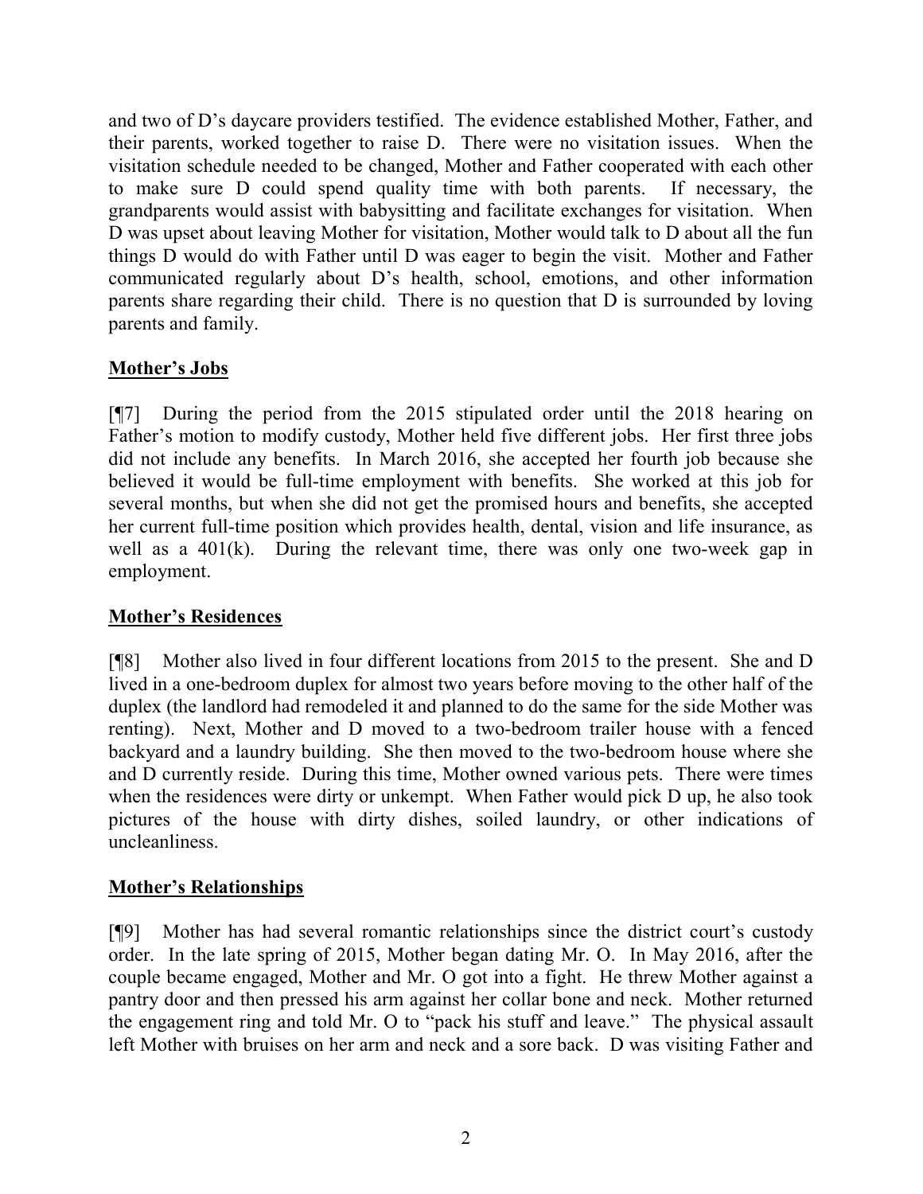and two of D's daycare providers testified. The evidence established Mother, Father, and their parents, worked together to raise D. There were no visitation issues. When the visitation schedule needed to be changed, Mother and Father cooperated with each other to make sure D could spend quality time with both parents. If necessary, the grandparents would assist with babysitting and facilitate exchanges for visitation. When D was upset about leaving Mother for visitation, Mother would talk to D about all the fun things D would do with Father until D was eager to begin the visit. Mother and Father communicated regularly about D's health, school, emotions, and other information parents share regarding their child. There is no question that D is surrounded by loving parents and family.

**Mother's Jobs**

[¶7] During the period from the 2015 stipulated order until the 2018 hearing on Father's motion to modify custody, Mother held five different jobs. Her first three jobs did not include any benefits. In March 2016, she accepted her fourth job because she believed it would be full-time employment with benefits. She worked at this job for several months, but when she did not get the promised hours and benefits, she accepted her current full-time position which provides health, dental, vision and life insurance, as well as a 401(k). During the relevant time, there was only one two-week gap in employment.

**Mother's Residences**

[¶8] Mother also lived in four different locations from 2015 to the present. She and D lived in a one-bedroom duplex for almost two years before moving to the other half of the duplex (the landlord had remodeled it and planned to do the same for the side Mother was renting). Next, Mother and D moved to a two-bedroom trailer house with a fenced backyard and a laundry building. She then moved to the two-bedroom house where she and D currently reside. During this time, Mother owned various pets. There were times when the residences were dirty or unkempt. When Father would pick D up, he also took pictures of the house with dirty dishes, soiled laundry, or other indications of uncleanliness.

**Mother's Relationships**

[¶9] Mother has had several romantic relationships since the district court's custody order. In the late spring of 2015, Mother began dating Mr. O. In May 2016, after the couple became engaged, Mother and Mr. O got into a fight. He threw Mother against a pantry door and then pressed his arm against her collar bone and neck. Mother returned the engagement ring and told Mr. O to "pack his stuff and leave." The physical assault left Mother with bruises on her arm and neck and a sore back. D was visiting Father and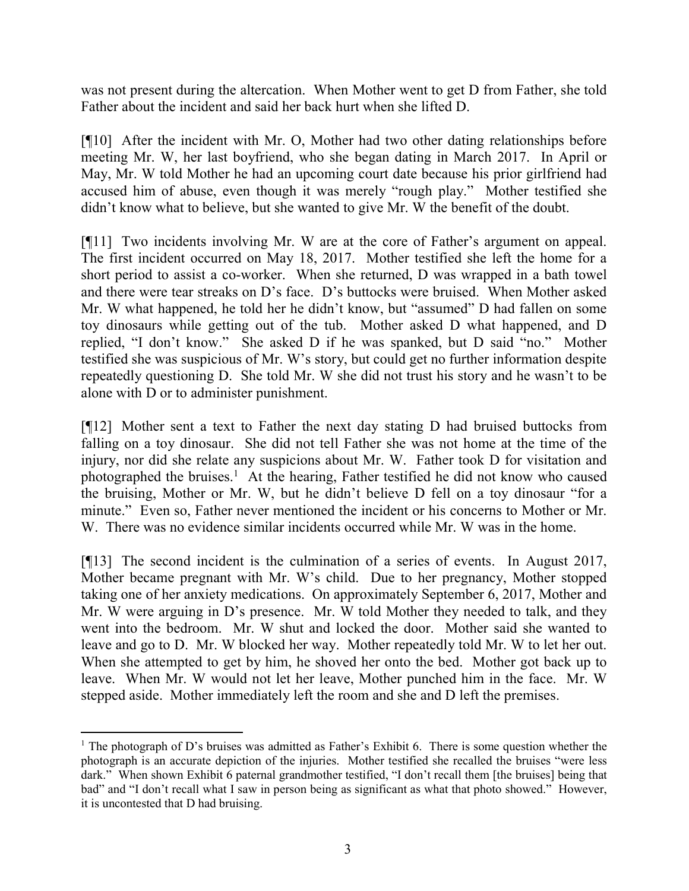was not present during the altercation. When Mother went to get D from Father, she told Father about the incident and said her back hurt when she lifted D.

[¶10] After the incident with Mr. O, Mother had two other dating relationships before meeting Mr. W, her last boyfriend, who she began dating in March 2017. In April or May, Mr. W told Mother he had an upcoming court date because his prior girlfriend had accused him of abuse, even though it was merely "rough play." Mother testified she didn't know what to believe, but she wanted to give Mr. W the benefit of the doubt.

[¶11] Two incidents involving Mr. W are at the core of Father's argument on appeal. The first incident occurred on May 18, 2017. Mother testified she left the home for a short period to assist a co-worker. When she returned, D was wrapped in a bath towel and there were tear streaks on D's face. D's buttocks were bruised. When Mother asked Mr. W what happened, he told her he didn't know, but "assumed" D had fallen on some toy dinosaurs while getting out of the tub. Mother asked D what happened, and D replied, "I don't know." She asked D if he was spanked, but D said "no." Mother testified she was suspicious of Mr. W's story, but could get no further information despite repeatedly questioning D. She told Mr. W she did not trust his story and he wasn't to be alone with D or to administer punishment.

[¶12] Mother sent a text to Father the next day stating D had bruised buttocks from falling on a toy dinosaur. She did not tell Father she was not home at the time of the injury, nor did she relate any suspicions about Mr. W. Father took D for visitation and photographed the bruises.[1] At the hearing, Father testified he did not know who caused the bruising, Mother or Mr. W, but he didn't believe D fell on a toy dinosaur "for a minute." Even so, Father never mentioned the incident or his concerns to Mother or Mr. W. There was no evidence similar incidents occurred while Mr. W was in the home.

[¶13] The second incident is the culmination of a series of events. In August 2017, Mother became pregnant with Mr. W's child. Due to her pregnancy, Mother stopped taking one of her anxiety medications. On approximately September 6, 2017, Mother and Mr. W were arguing in D's presence. Mr. W told Mother they needed to talk, and they went into the bedroom. Mr. W shut and locked the door. Mother said she wanted to leave and go to D. Mr. W blocked her way. Mother repeatedly told Mr. W to let her out. When she attempted to get by him, he shoved her onto the bed. Mother got back up to leave. When Mr. W would not let her leave, Mother punched him in the face. Mr. W stepped aside. Mother immediately left the room and she and D left the premises.

---

[1] The photograph of D's bruises was admitted as Father's Exhibit 6. There is some question whether the photograph is an accurate depiction of the injuries. Mother testified she recalled the bruises "were less dark." When shown Exhibit 6 paternal grandmother testified, "I don't recall them [the bruises] being that bad" and "I don't recall what I saw in person being as significant as what that photo showed." However, it is uncontested that D had bruising.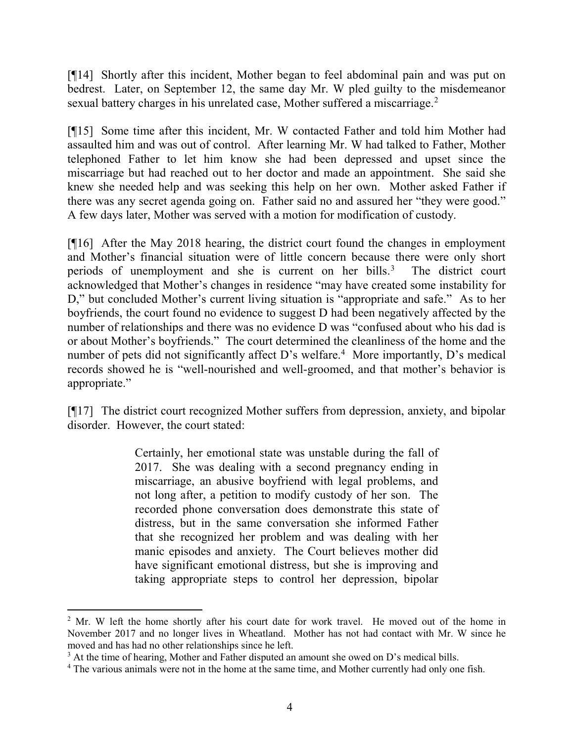[¶14] Shortly after this incident, Mother began to feel abdominal pain and was put on bedrest. Later, on September 12, the same day Mr. W pled guilty to the misdemeanor sexual battery charges in his unrelated case, Mother suffered a miscarriage.[2]

[¶15] Some time after this incident, Mr. W contacted Father and told him Mother had assaulted him and was out of control. After learning Mr. W had talked to Father, Mother telephoned Father to let him know she had been depressed and upset since the miscarriage but had reached out to her doctor and made an appointment. She said she knew she needed help and was seeking this help on her own. Mother asked Father if there was any secret agenda going on. Father said no and assured her "they were good." A few days later, Mother was served with a motion for modification of custody.

[¶16] After the May 2018 hearing, the district court found the changes in employment and Mother's financial situation were of little concern because there were only short periods of unemployment and she is current on her bills.[3] The district court acknowledged that Mother's changes in residence "may have created some instability for D," but concluded Mother's current living situation is "appropriate and safe." As to her boyfriends, the court found no evidence to suggest D had been negatively affected by the number of relationships and there was no evidence D was "confused about who his dad is or about Mother's boyfriends." The court determined the cleanliness of the home and the number of pets did not significantly affect D's welfare.[4] More importantly, D's medical records showed he is "well-nourished and well-groomed, and that mother's behavior is appropriate."

[¶17] The district court recognized Mother suffers from depression, anxiety, and bipolar disorder. However, the court stated:

> Certainly, her emotional state was unstable during the fall of 2017. She was dealing with a second pregnancy ending in miscarriage, an abusive boyfriend with legal problems, and not long after, a petition to modify custody of her son. The recorded phone conversation does demonstrate this state of distress, but in the same conversation she informed Father that she recognized her problem and was dealing with her manic episodes and anxiety. The Court believes mother did have significant emotional distress, but she is improving and taking appropriate steps to control her depression, bipolar

---

[2] Mr. W left the home shortly after his court date for work travel. He moved out of the home in November 2017 and no longer lives in Wheatland. Mother has not had contact with Mr. W since he moved and has had no other relationships since he left.

[3] At the time of hearing, Mother and Father disputed an amount she owed on D's medical bills.

[4] The various animals were not in the home at the same time, and Mother currently had only one fish.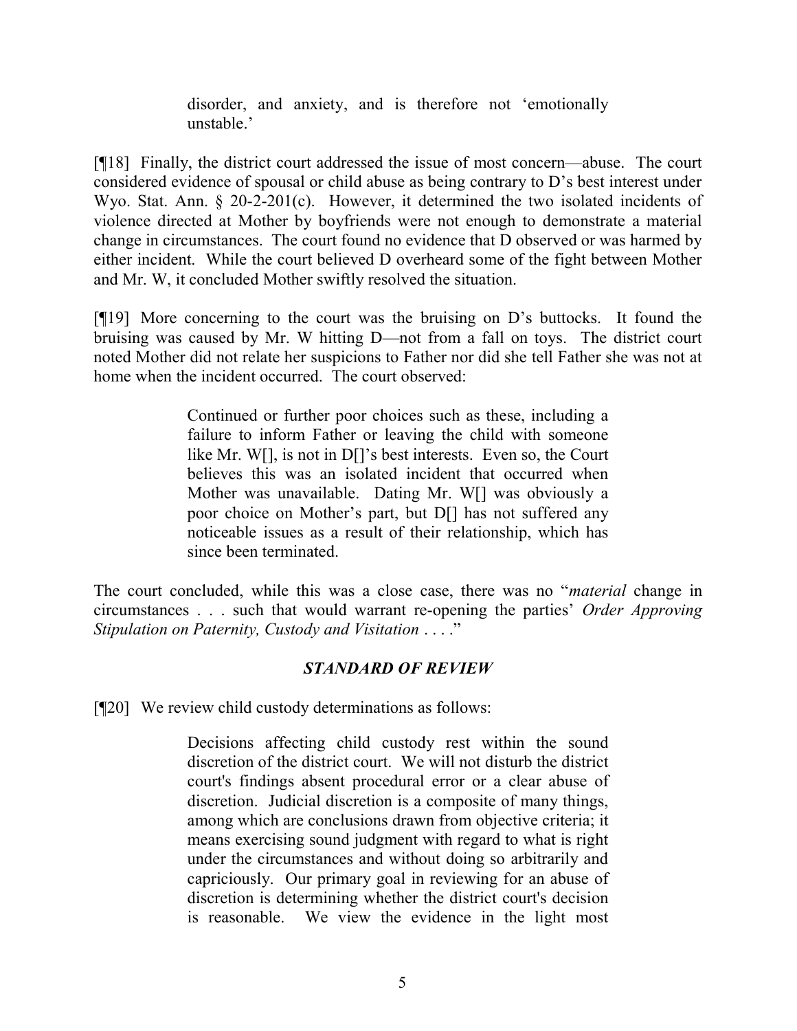> disorder, and anxiety, and is therefore not 'emotionally unstable.'

[¶18] Finally, the district court addressed the issue of most concern—abuse. The court considered evidence of spousal or child abuse as being contrary to D's best interest under Wyo. Stat. Ann. § 20-2-201(c). However, it determined the two isolated incidents of violence directed at Mother by boyfriends were not enough to demonstrate a material change in circumstances. The court found no evidence that D observed or was harmed by either incident. While the court believed D overheard some of the fight between Mother and Mr. W, it concluded Mother swiftly resolved the situation.

[¶19] More concerning to the court was the bruising on D's buttocks. It found the bruising was caused by Mr. W hitting D—not from a fall on toys. The district court noted Mother did not relate her suspicions to Father nor did she tell Father she was not at home when the incident occurred. The court observed:

> Continued or further poor choices such as these, including a failure to inform Father or leaving the child with someone like Mr. W[], is not in D[]'s best interests. Even so, the Court believes this was an isolated incident that occurred when Mother was unavailable. Dating Mr. W[] was obviously a poor choice on Mother's part, but D[] has not suffered any noticeable issues as a result of their relationship, which has since been terminated.

The court concluded, while this was a close case, there was no "*material* change in circumstances . . . such that would warrant re-opening the parties' *Order Approving Stipulation on Paternity, Custody and Visitation* . . . ."

## *STANDARD OF REVIEW*

[¶20] We review child custody determinations as follows:

> Decisions affecting child custody rest within the sound discretion of the district court. We will not disturb the district court's findings absent procedural error or a clear abuse of discretion. Judicial discretion is a composite of many things, among which are conclusions drawn from objective criteria; it means exercising sound judgment with regard to what is right under the circumstances and without doing so arbitrarily and capriciously. Our primary goal in reviewing for an abuse of discretion is determining whether the district court's decision is reasonable. We view the evidence in the light most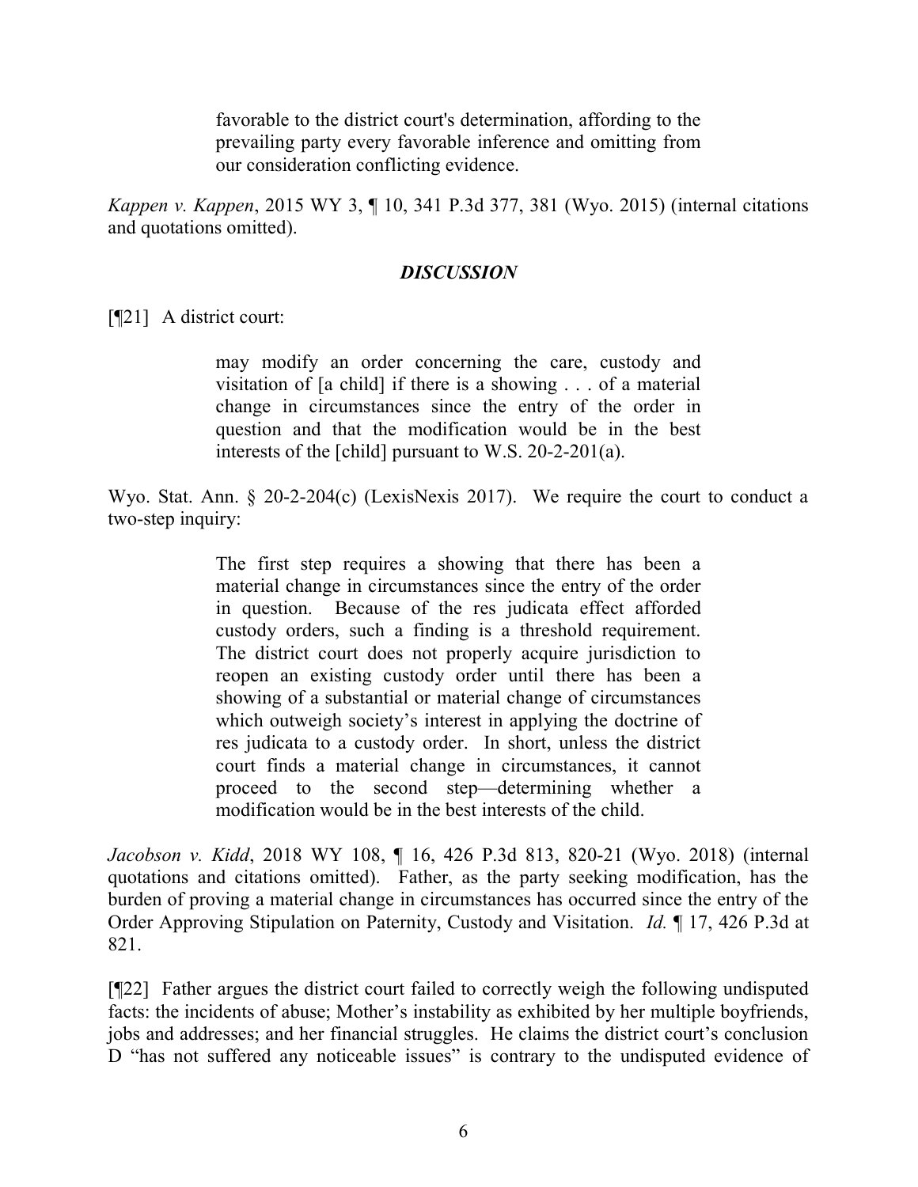> favorable to the district court's determination, affording to the prevailing party every favorable inference and omitting from our consideration conflicting evidence.

*Kappen v. Kappen*, 2015 WY 3, ¶ 10, 341 P.3d 377, 381 (Wyo. 2015) (internal citations and quotations omitted).

### *DISCUSSION*

[¶21] A district court:

> may modify an order concerning the care, custody and visitation of [a child] if there is a showing . . . of a material change in circumstances since the entry of the order in question and that the modification would be in the best interests of the [child] pursuant to W.S. 20-2-201(a).

Wyo. Stat. Ann. § 20-2-204(c) (LexisNexis 2017). We require the court to conduct a two-step inquiry:

> The first step requires a showing that there has been a material change in circumstances since the entry of the order in question. Because of the res judicata effect afforded custody orders, such a finding is a threshold requirement. The district court does not properly acquire jurisdiction to reopen an existing custody order until there has been a showing of a substantial or material change of circumstances which outweigh society's interest in applying the doctrine of res judicata to a custody order. In short, unless the district court finds a material change in circumstances, it cannot proceed to the second step—determining whether a modification would be in the best interests of the child.

*Jacobson v. Kidd*, 2018 WY 108, ¶ 16, 426 P.3d 813, 820-21 (Wyo. 2018) (internal quotations and citations omitted). Father, as the party seeking modification, has the burden of proving a material change in circumstances has occurred since the entry of the Order Approving Stipulation on Paternity, Custody and Visitation. *Id.* ¶ 17, 426 P.3d at 821.

[¶22] Father argues the district court failed to correctly weigh the following undisputed facts: the incidents of abuse; Mother's instability as exhibited by her multiple boyfriends, jobs and addresses; and her financial struggles. He claims the district court's conclusion D "has not suffered any noticeable issues" is contrary to the undisputed evidence of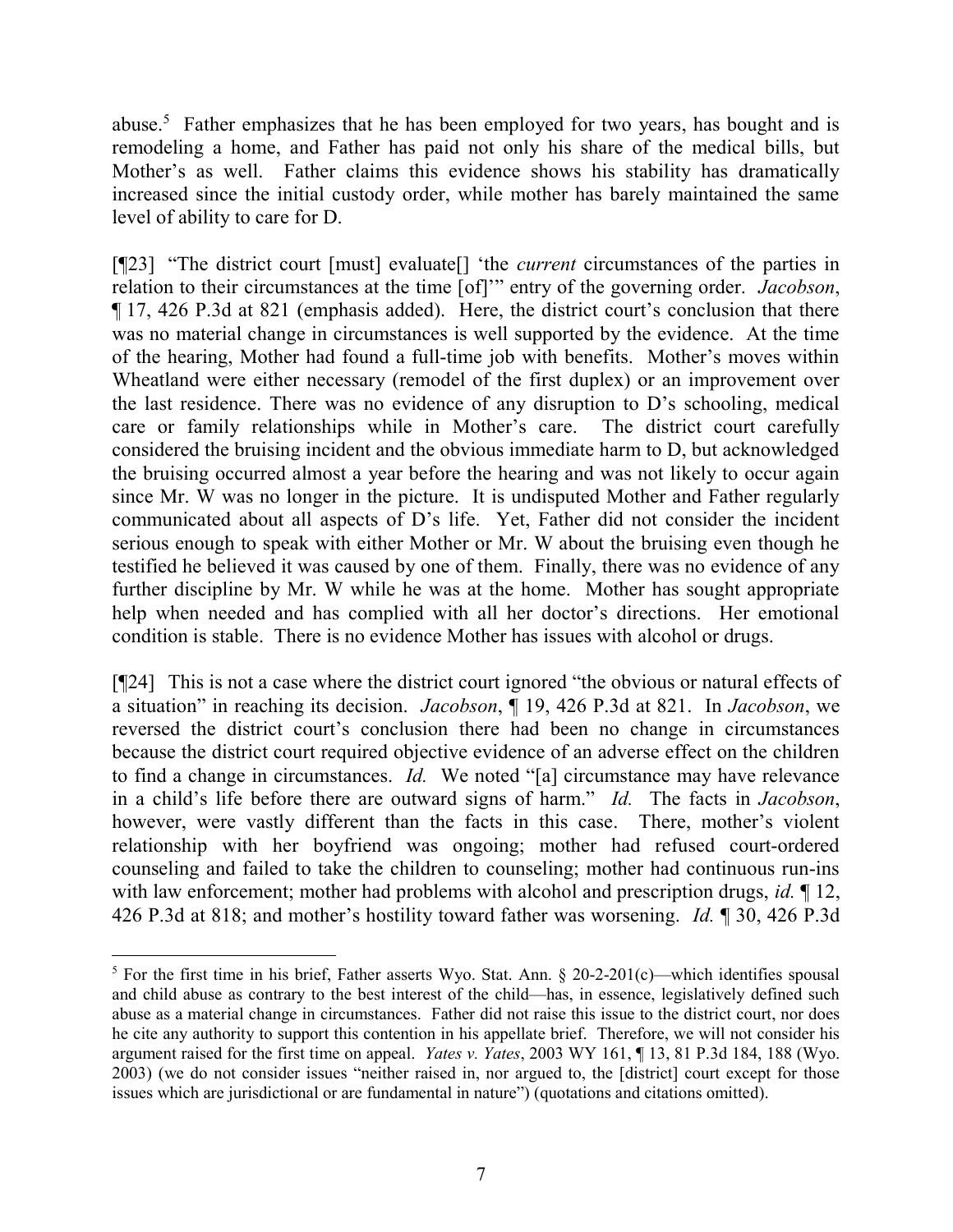abuse.[5] Father emphasizes that he has been employed for two years, has bought and is remodeling a home, and Father has paid not only his share of the medical bills, but Mother's as well. Father claims this evidence shows his stability has dramatically increased since the initial custody order, while mother has barely maintained the same level of ability to care for D.

[¶23] "The district court [must] evaluate[] 'the *current* circumstances of the parties in relation to their circumstances at the time [of]'" entry of the governing order. *Jacobson*, ¶ 17, 426 P.3d at 821 (emphasis added). Here, the district court's conclusion that there was no material change in circumstances is well supported by the evidence. At the time of the hearing, Mother had found a full-time job with benefits. Mother's moves within Wheatland were either necessary (remodel of the first duplex) or an improvement over the last residence. There was no evidence of any disruption to D's schooling, medical care or family relationships while in Mother's care. The district court carefully considered the bruising incident and the obvious immediate harm to D, but acknowledged the bruising occurred almost a year before the hearing and was not likely to occur again since Mr. W was no longer in the picture. It is undisputed Mother and Father regularly communicated about all aspects of D's life. Yet, Father did not consider the incident serious enough to speak with either Mother or Mr. W about the bruising even though he testified he believed it was caused by one of them. Finally, there was no evidence of any further discipline by Mr. W while he was at the home. Mother has sought appropriate help when needed and has complied with all her doctor's directions. Her emotional condition is stable. There is no evidence Mother has issues with alcohol or drugs.

[¶24] This is not a case where the district court ignored "the obvious or natural effects of a situation" in reaching its decision. *Jacobson*, ¶ 19, 426 P.3d at 821. In *Jacobson*, we reversed the district court's conclusion there had been no change in circumstances because the district court required objective evidence of an adverse effect on the children to find a change in circumstances. *Id.* We noted "[a] circumstance may have relevance in a child's life before there are outward signs of harm." *Id.* The facts in *Jacobson*, however, were vastly different than the facts in this case. There, mother's violent relationship with her boyfriend was ongoing; mother had refused court-ordered counseling and failed to take the children to counseling; mother had continuous run-ins with law enforcement; mother had problems with alcohol and prescription drugs, *id.* ¶ 12, 426 P.3d at 818; and mother's hostility toward father was worsening. *Id.* ¶ 30, 426 P.3d

---

[5] For the first time in his brief, Father asserts Wyo. Stat. Ann. § 20-2-201(c)—which identifies spousal and child abuse as contrary to the best interest of the child—has, in essence, legislatively defined such abuse as a material change in circumstances. Father did not raise this issue to the district court, nor does he cite any authority to support this contention in his appellate brief. Therefore, we will not consider his argument raised for the first time on appeal. *Yates v. Yates*, 2003 WY 161, ¶ 13, 81 P.3d 184, 188 (Wyo. 2003) (we do not consider issues "neither raised in, nor argued to, the [district] court except for those issues which are jurisdictional or are fundamental in nature") (quotations and citations omitted).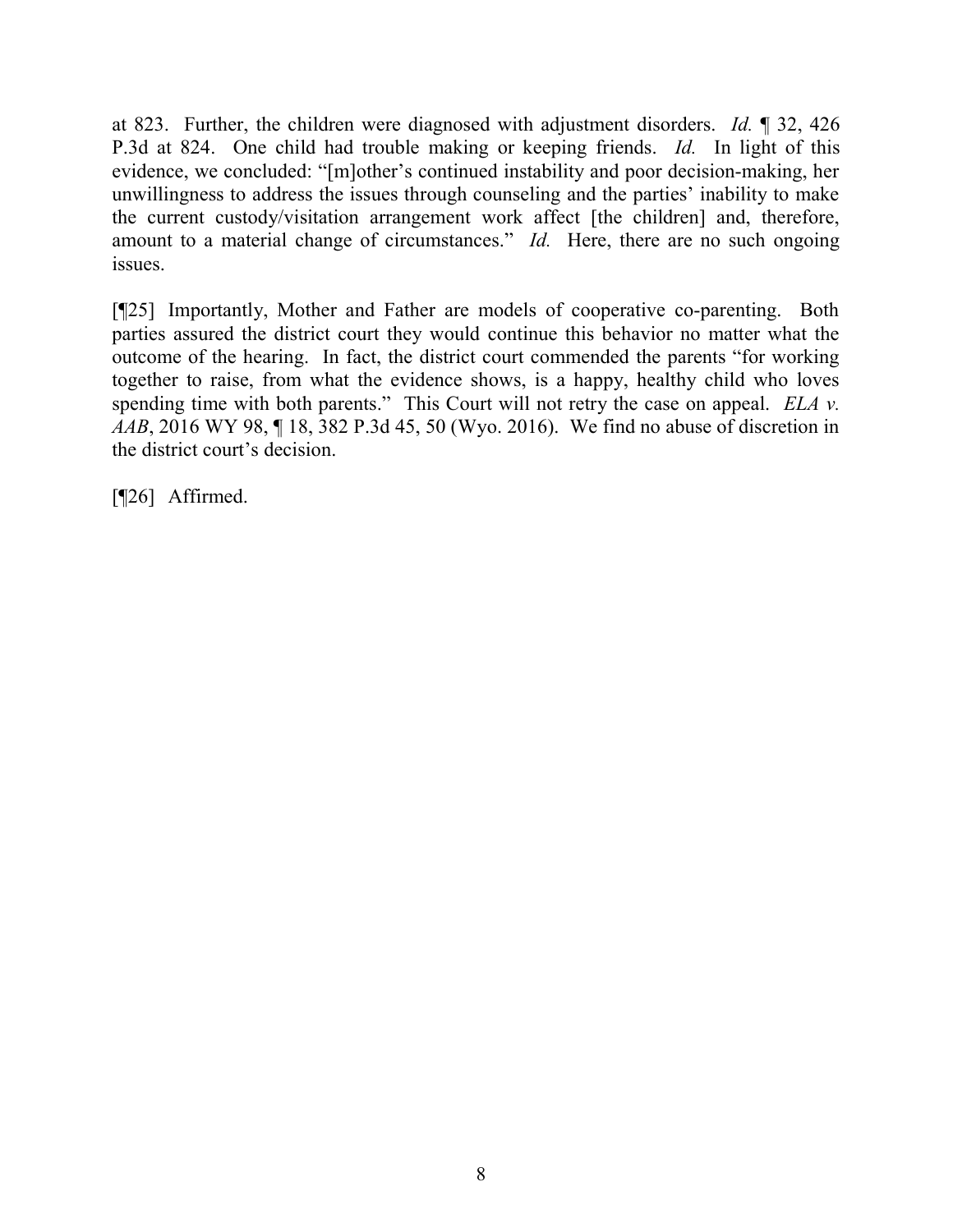at 823. Further, the children were diagnosed with adjustment disorders. *Id.* ¶ 32, 426 P.3d at 824. One child had trouble making or keeping friends. *Id.* In light of this evidence, we concluded: "[m]other's continued instability and poor decision-making, her unwillingness to address the issues through counseling and the parties' inability to make the current custody/visitation arrangement work affect [the children] and, therefore, amount to a material change of circumstances." *Id.* Here, there are no such ongoing issues.

[¶25] Importantly, Mother and Father are models of cooperative co-parenting. Both parties assured the district court they would continue this behavior no matter what the outcome of the hearing. In fact, the district court commended the parents "for working together to raise, from what the evidence shows, is a happy, healthy child who loves spending time with both parents." This Court will not retry the case on appeal. *ELA v. AAB*, 2016 WY 98, ¶ 18, 382 P.3d 45, 50 (Wyo. 2016). We find no abuse of discretion in the district court's decision.

[¶26] Affirmed.